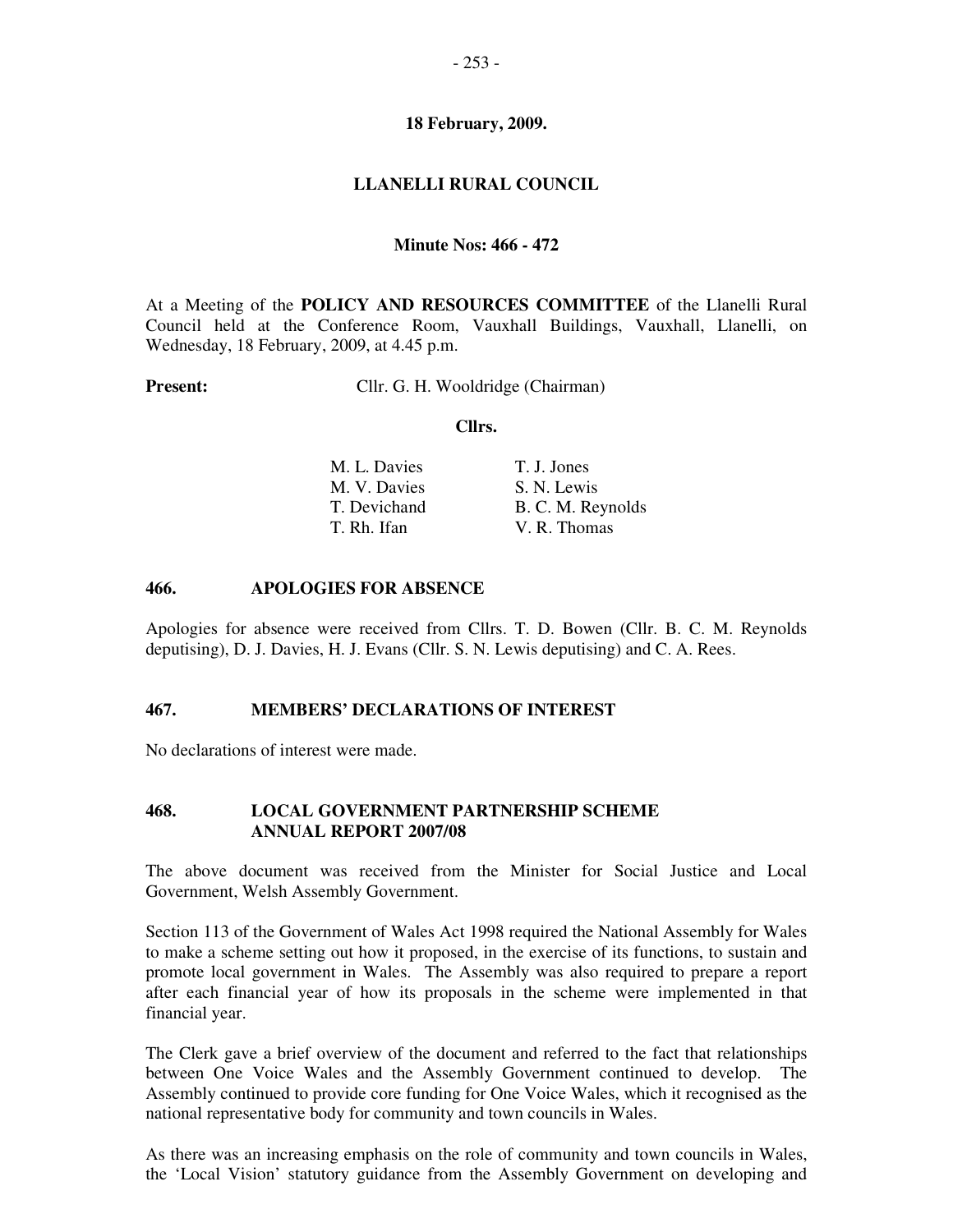**18 February, 2009.**

# LLANELLI RURAL COUNCIL

**Minute Nos: 466 - 472**

At a Meeting of the **POLICY AND RESOURCES COMMITTEE** of the Llanelli Rural Council held at the Conference Room, Vauxhall Buildings, Vauxhall, Llanelli, on Wednesday, 18 February, 2009, at 4.45 p.m.

**Present:** Cllr. G. H. Wooldridge (Chairman)

**Cllrs.**

| | |
|---|---|
| M. L. Davies | T. J. Jones |
| M. V. Davies | S. N. Lewis |
| T. Devichand | B. C. M. Reynolds |
| T. Rh. Ifan | V. R. Thomas |

## 466. APOLOGIES FOR ABSENCE

Apologies for absence were received from Cllrs. T. D. Bowen (Cllr. B. C. M. Reynolds deputising), D. J. Davies, H. J. Evans (Cllr. S. N. Lewis deputising) and C. A. Rees.

## 467. MEMBERS' DECLARATIONS OF INTEREST

No declarations of interest were made.

## 468. LOCAL GOVERNMENT PARTNERSHIP SCHEME ANNUAL REPORT 2007/08

The above document was received from the Minister for Social Justice and Local Government, Welsh Assembly Government.

Section 113 of the Government of Wales Act 1998 required the National Assembly for Wales to make a scheme setting out how it proposed, in the exercise of its functions, to sustain and promote local government in Wales. The Assembly was also required to prepare a report after each financial year of how its proposals in the scheme were implemented in that financial year.

The Clerk gave a brief overview of the document and referred to the fact that relationships between One Voice Wales and the Assembly Government continued to develop. The Assembly continued to provide core funding for One Voice Wales, which it recognised as the national representative body for community and town councils in Wales.

As there was an increasing emphasis on the role of community and town councils in Wales, the 'Local Vision' statutory guidance from the Assembly Government on developing and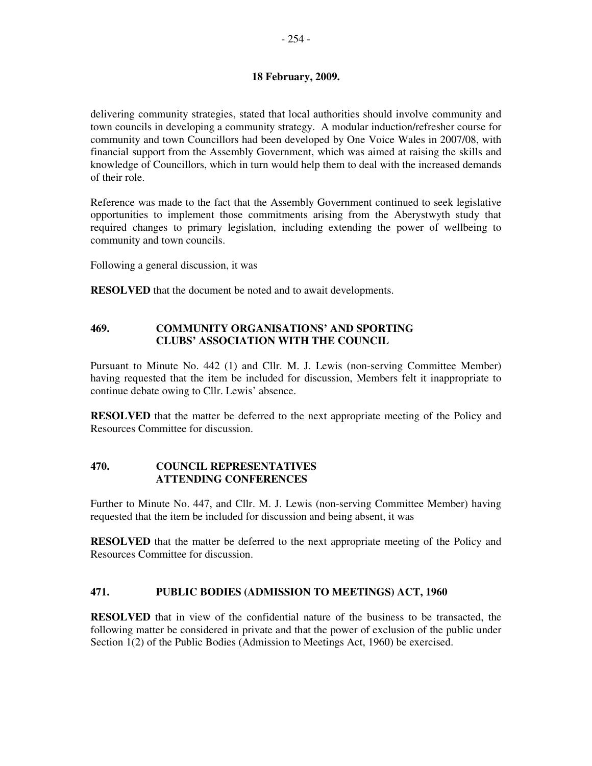**18 February, 2009.**

delivering community strategies, stated that local authorities should involve community and town councils in developing a community strategy. A modular induction/refresher course for community and town Councillors had been developed by One Voice Wales in 2007/08, with financial support from the Assembly Government, which was aimed at raising the skills and knowledge of Councillors, which in turn would help them to deal with the increased demands of their role.

Reference was made to the fact that the Assembly Government continued to seek legislative opportunities to implement those commitments arising from the Aberystwyth study that required changes to primary legislation, including extending the power of wellbeing to community and town councils.

Following a general discussion, it was

**RESOLVED** that the document be noted and to await developments.

## 469. COMMUNITY ORGANISATIONS' AND SPORTING CLUBS' ASSOCIATION WITH THE COUNCIL

Pursuant to Minute No. 442 (1) and Cllr. M. J. Lewis (non-serving Committee Member) having requested that the item be included for discussion, Members felt it inappropriate to continue debate owing to Cllr. Lewis' absence.

**RESOLVED** that the matter be deferred to the next appropriate meeting of the Policy and Resources Committee for discussion.

## 470. COUNCIL REPRESENTATIVES ATTENDING CONFERENCES

Further to Minute No. 447, and Cllr. M. J. Lewis (non-serving Committee Member) having requested that the item be included for discussion and being absent, it was

**RESOLVED** that the matter be deferred to the next appropriate meeting of the Policy and Resources Committee for discussion.

## 471. PUBLIC BODIES (ADMISSION TO MEETINGS) ACT, 1960

**RESOLVED** that in view of the confidential nature of the business to be transacted, the following matter be considered in private and that the power of exclusion of the public under Section 1(2) of the Public Bodies (Admission to Meetings Act, 1960) be exercised.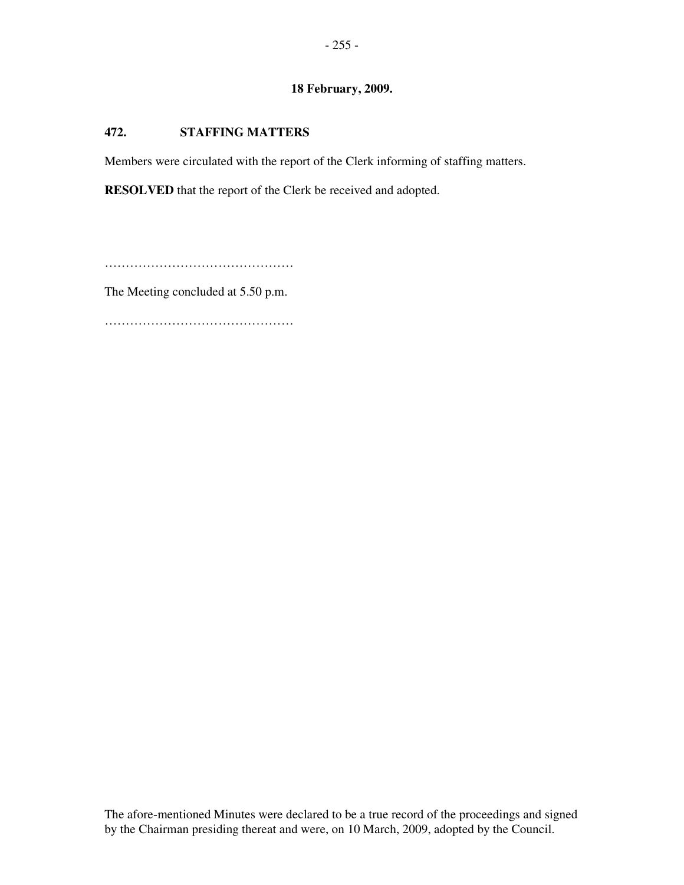**18 February, 2009.**

## 472. STAFFING MATTERS

Members were circulated with the report of the Clerk informing of staffing matters.

**RESOLVED** that the report of the Clerk be received and adopted.

………………………………………

The Meeting concluded at 5.50 p.m.

………………………………………

The afore-mentioned Minutes were declared to be a true record of the proceedings and signed by the Chairman presiding thereat and were, on 10 March, 2009, adopted by the Council.